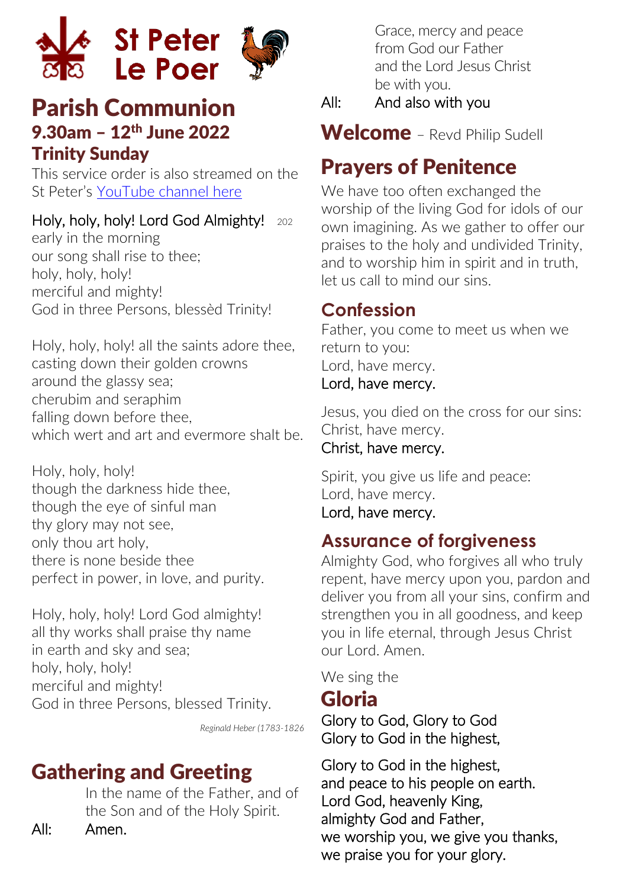# St Peter Le Poer

# Parish Communion

## 9.30am – 12th June 2022

## Trinity Sunday

This service order is also streamed on the St Peter's YouTube channel here

Holy, holy, holy! Lord God Almighty! 202
early in the morning
our song shall rise to thee;
holy, holy, holy!
merciful and mighty!
God in three Persons, blessèd Trinity!

Holy, holy, holy! all the saints adore thee,
casting down their golden crowns
around the glassy sea;
cherubim and seraphim
falling down before thee,
which wert and art and evermore shalt be.

Holy, holy, holy!
though the darkness hide thee,
though the eye of sinful man
thy glory may not see,
only thou art holy,
there is none beside thee
perfect in power, in love, and purity.

Holy, holy, holy! Lord God almighty!
all thy works shall praise thy name
in earth and sky and sea;
holy, holy, holy!
merciful and mighty!
God in three Persons, blessed Trinity.

*Reginald Heber (1783-1826*

## Gathering and Greeting

In the name of the Father, and of the Son and of the Holy Spirit.

All: Amen.

Grace, mercy and peace
from God our Father
and the Lord Jesus Christ
be with you.

All: And also with you

## Welcome – Revd Philip Sudell

## Prayers of Penitence

We have too often exchanged the worship of the living God for idols of our own imagining. As we gather to offer our praises to the holy and undivided Trinity, and to worship him in spirit and in truth, let us call to mind our sins.

### Confession

Father, you come to meet us when we return to you:
Lord, have mercy.
Lord, have mercy.

Jesus, you died on the cross for our sins:
Christ, have mercy.
Christ, have mercy.

Spirit, you give us life and peace:
Lord, have mercy.
Lord, have mercy.

### Assurance of forgiveness

Almighty God, who forgives all who truly repent, have mercy upon you, pardon and deliver you from all your sins, confirm and strengthen you in all goodness, and keep you in life eternal, through Jesus Christ our Lord. Amen.

We sing the

## Gloria

Glory to God, Glory to God
Glory to God in the highest,

Glory to God in the highest,
and peace to his people on earth.
Lord God, heavenly King,
almighty God and Father,
we worship you, we give you thanks,
we praise you for your glory.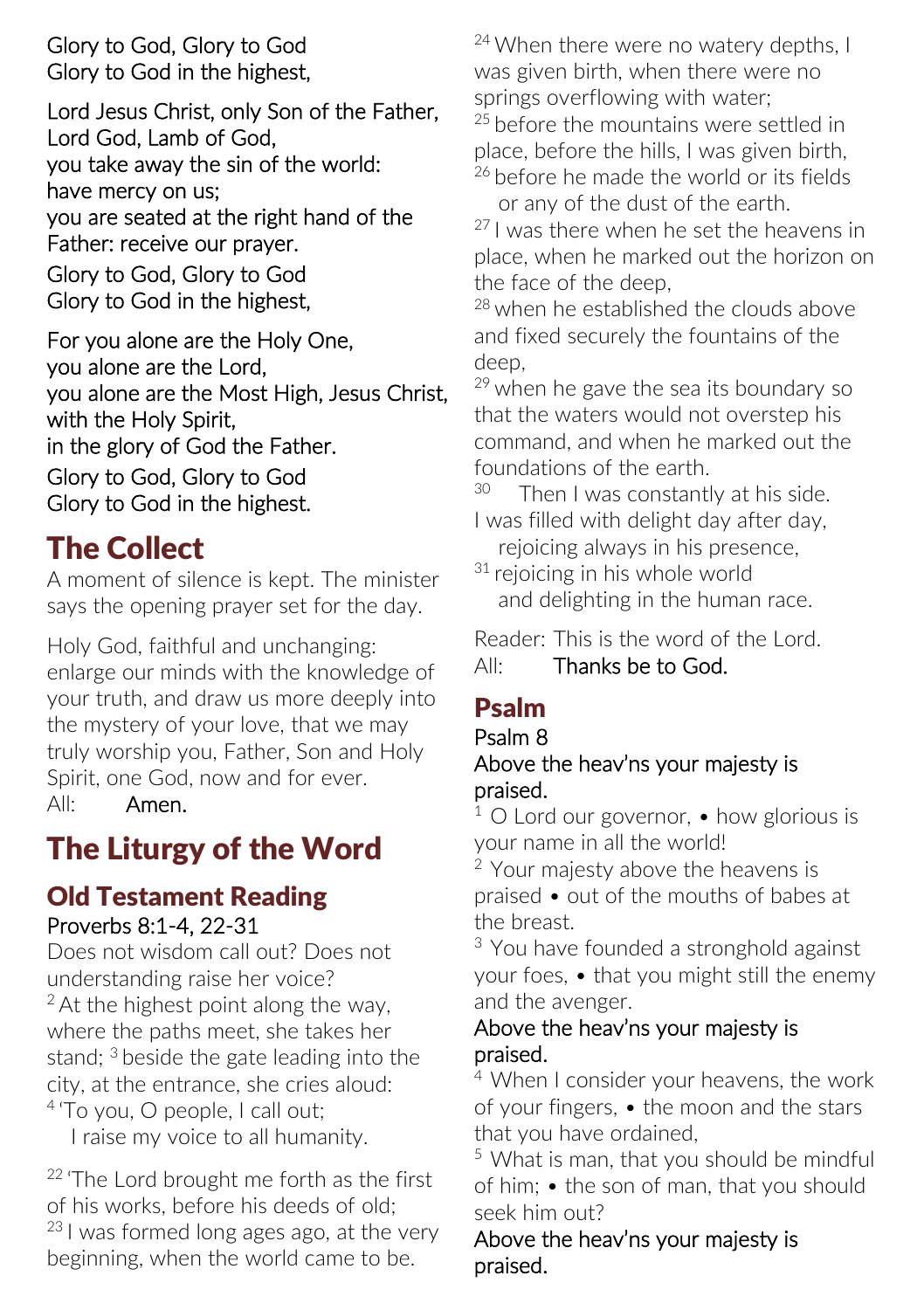Glory to God, Glory to God
Glory to God in the highest,

Lord Jesus Christ, only Son of the Father,
Lord God, Lamb of God,
you take away the sin of the world:
have mercy on us;
you are seated at the right hand of the Father: receive our prayer.
Glory to God, Glory to God
Glory to God in the highest,

For you alone are the Holy One,
you alone are the Lord,
you alone are the Most High, Jesus Christ,
with the Holy Spirit,
in the glory of God the Father.
Glory to God, Glory to God
Glory to God in the highest.

## The Collect

A moment of silence is kept. The minister says the opening prayer set for the day.

Holy God, faithful and unchanging: enlarge our minds with the knowledge of your truth, and draw us more deeply into the mystery of your love, that we may truly worship you, Father, Son and Holy Spirit, one God, now and for ever.
All: **Amen.**

# The Liturgy of the Word

## Old Testament Reading

Proverbs 8:1-4, 22-31

Does not wisdom call out? Does not understanding raise her voice?
[2] At the highest point along the way, where the paths meet, she takes her stand; [3] beside the gate leading into the city, at the entrance, she cries aloud:
[4] 'To you, O people, I call out;
I raise my voice to all humanity.

[22] 'The Lord brought me forth as the first of his works, before his deeds of old;
[23] I was formed long ages ago, at the very beginning, when the world came to be.
[24] When there were no watery depths, I was given birth, when there were no springs overflowing with water;
[25] before the mountains were settled in place, before the hills, I was given birth,
[26] before he made the world or its fields
or any of the dust of the earth.
[27] I was there when he set the heavens in place, when he marked out the horizon on the face of the deep,
[28] when he established the clouds above and fixed securely the fountains of the deep,
[29] when he gave the sea its boundary so that the waters would not overstep his command, and when he marked out the foundations of the earth.
[30] Then I was constantly at his side.
I was filled with delight day after day,
rejoicing always in his presence,
[31] rejoicing in his whole world
and delighting in the human race.

Reader: This is the word of the Lord.
All: **Thanks be to God.**

## Psalm

Psalm 8

Above the heav'ns your majesty is praised.

[1] O Lord our governor, • how glorious is your name in all the world!
[2] Your majesty above the heavens is praised • out of the mouths of babes at the breast.
[3] You have founded a stronghold against your foes, • that you might still the enemy and the avenger.

Above the heav'ns your majesty is praised.

[4] When I consider your heavens, the work of your fingers, • the moon and the stars that you have ordained,
[5] What is man, that you should be mindful of him; • the son of man, that you should seek him out?

Above the heav'ns your majesty is praised.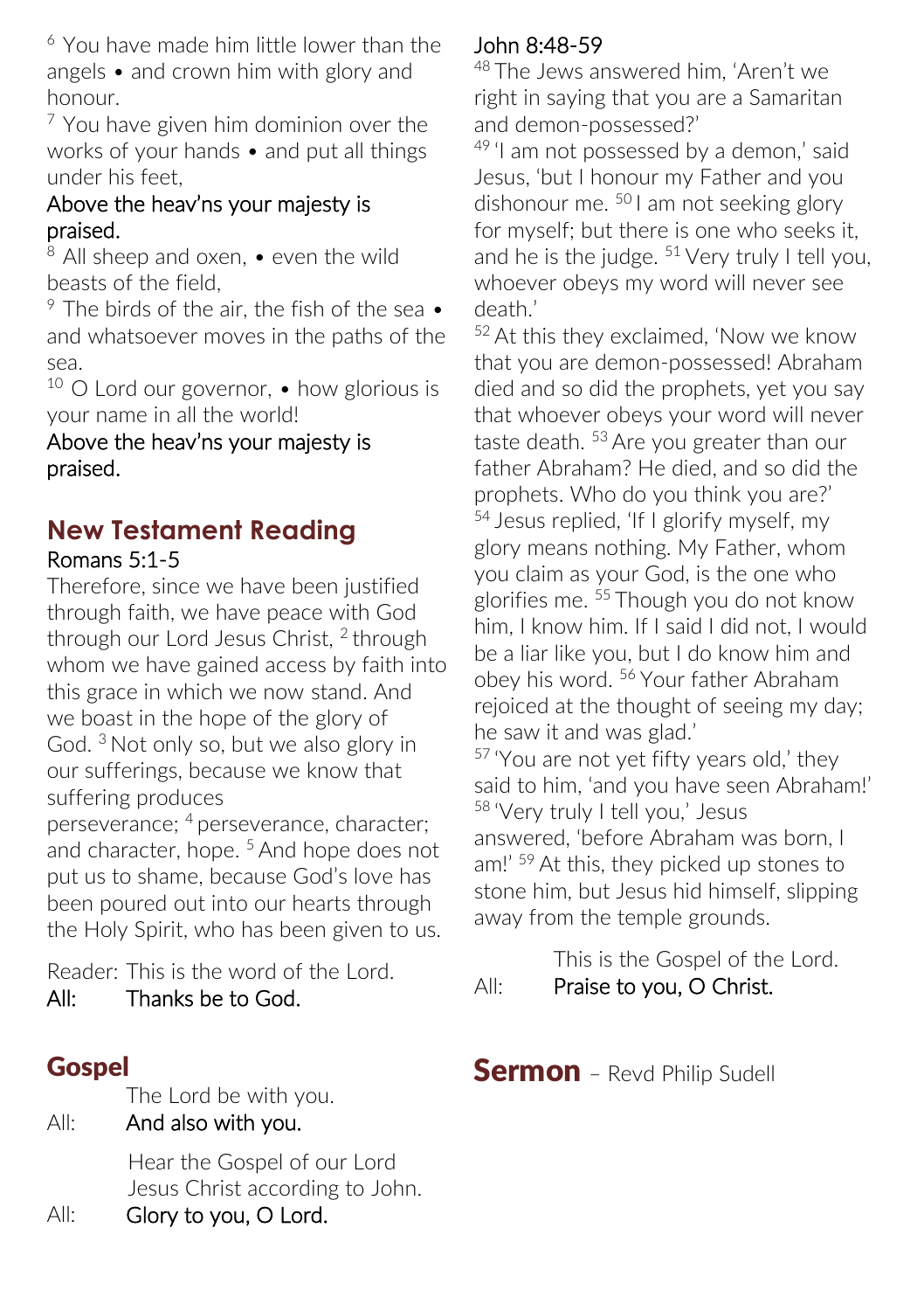[6] You have made him little lower than the angels • and crown him with glory and honour.
[7] You have given him dominion over the works of your hands • and put all things under his feet,
Above the heav'ns your majesty is praised.
[8] All sheep and oxen, • even the wild beasts of the field,
[9] The birds of the air, the fish of the sea • and whatsoever moves in the paths of the sea.
[10] O Lord our governor, • how glorious is your name in all the world!
Above the heav'ns your majesty is praised.

## New Testament Reading

Romans 5:1-5

Therefore, since we have been justified through faith, we have peace with God through our Lord Jesus Christ, [2] through whom we have gained access by faith into this grace in which we now stand. And we boast in the hope of the glory of God. [3] Not only so, but we also glory in our sufferings, because we know that suffering produces perseverance; [4] perseverance, character; and character, hope. [5] And hope does not put us to shame, because God's love has been poured out into our hearts through the Holy Spirit, who has been given to us.

Reader: This is the word of the Lord.
All: Thanks be to God.

## Gospel

The Lord be with you.
All: And also with you.

Hear the Gospel of our Lord Jesus Christ according to John.
All: Glory to you, O Lord.

John 8:48-59

[48] The Jews answered him, 'Aren't we right in saying that you are a Samaritan and demon-possessed?'
[49] 'I am not possessed by a demon,' said Jesus, 'but I honour my Father and you dishonour me. [50] I am not seeking glory for myself; but there is one who seeks it, and he is the judge. [51] Very truly I tell you, whoever obeys my word will never see death.'
[52] At this they exclaimed, 'Now we know that you are demon-possessed! Abraham died and so did the prophets, yet you say that whoever obeys your word will never taste death. [53] Are you greater than our father Abraham? He died, and so did the prophets. Who do you think you are?'
[54] Jesus replied, 'If I glorify myself, my glory means nothing. My Father, whom you claim as your God, is the one who glorifies me. [55] Though you do not know him, I know him. If I said I did not, I would be a liar like you, but I do know him and obey his word. [56] Your father Abraham rejoiced at the thought of seeing my day; he saw it and was glad.'
[57] 'You are not yet fifty years old,' they said to him, 'and you have seen Abraham!'
[58] 'Very truly I tell you,' Jesus answered, 'before Abraham was born, I am!' [59] At this, they picked up stones to stone him, but Jesus hid himself, slipping away from the temple grounds.

This is the Gospel of the Lord.
All: Praise to you, O Christ.

## Sermon – Revd Philip Sudell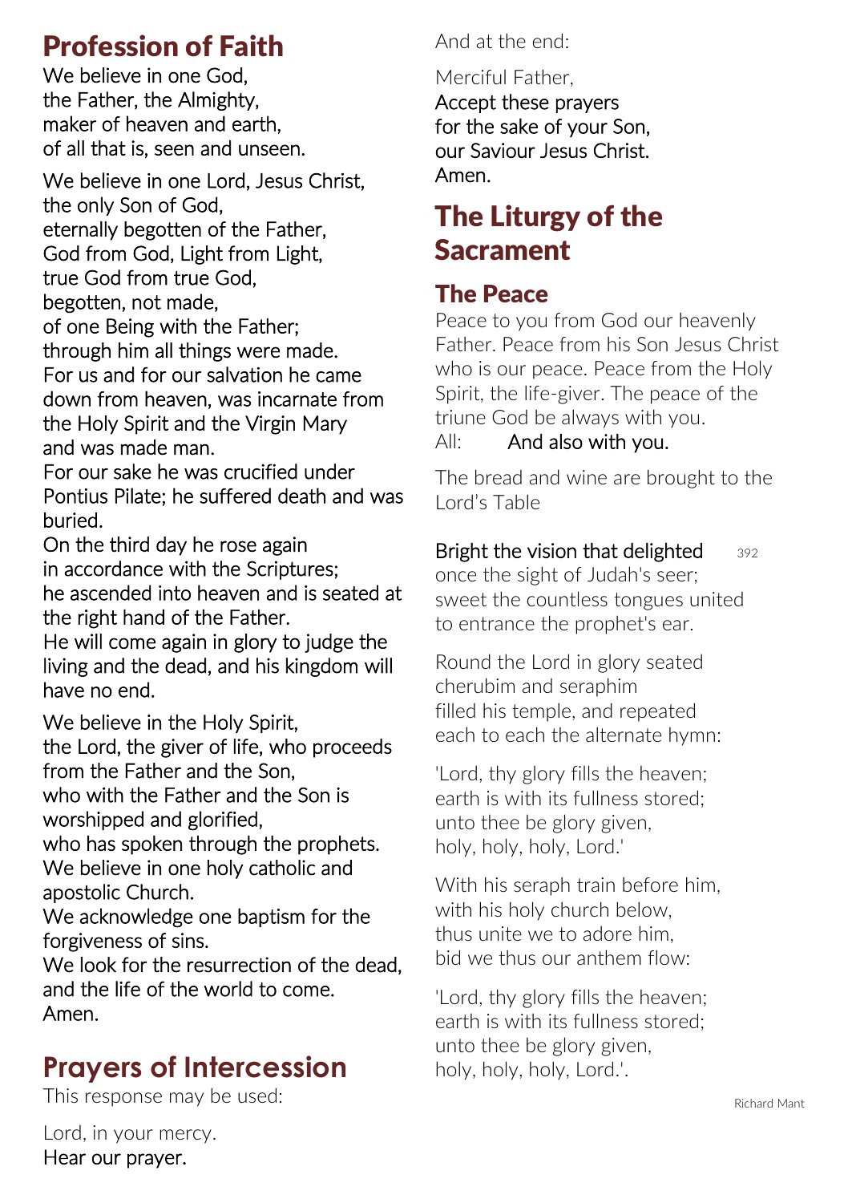## Profession of Faith

**We believe in one God,
the Father, the Almighty,
maker of heaven and earth,
of all that is, seen and unseen.**

**We believe in one Lord, Jesus Christ,
the only Son of God,
eternally begotten of the Father,
God from God, Light from Light,
true God from true God,
begotten, not made,
of one Being with the Father;
through him all things were made.
For us and for our salvation he came down from heaven, was incarnate from the Holy Spirit and the Virgin Mary and was made man.
For our sake he was crucified under Pontius Pilate; he suffered death and was buried.
On the third day he rose again
in accordance with the Scriptures;
he ascended into heaven and is seated at the right hand of the Father.
He will come again in glory to judge the living and the dead, and his kingdom will have no end.**

**We believe in the Holy Spirit,
the Lord, the giver of life, who proceeds from the Father and the Son,
who with the Father and the Son is worshipped and glorified,
who has spoken through the prophets.
We believe in one holy catholic and apostolic Church.
We acknowledge one baptism for the forgiveness of sins.
We look for the resurrection of the dead, and the life of the world to come.
Amen.**

## Prayers of Intercession

This response may be used:

Lord, in your mercy.
**Hear our prayer.**

And at the end:

Merciful Father,
**Accept these prayers
for the sake of your Son,
our Saviour Jesus Christ.
Amen.**

# The Liturgy of the Sacrament

## The Peace

Peace to you from God our heavenly Father. Peace from his Son Jesus Christ who is our peace. Peace from the Holy Spirit, the life-giver. The peace of the triune God be always with you.
All: **And also with you.**

The bread and wine are brought to the Lord's Table

**Bright the vision that delighted** 392
once the sight of Judah's seer;
sweet the countless tongues united
to entrance the prophet's ear.

Round the Lord in glory seated
cherubim and seraphim
filled his temple, and repeated
each to each the alternate hymn:

'Lord, thy glory fills the heaven;
earth is with its fullness stored;
unto thee be glory given,
holy, holy, holy, Lord.'

With his seraph train before him,
with his holy church below,
thus unite we to adore him,
bid we thus our anthem flow:

'Lord, thy glory fills the heaven;
earth is with its fullness stored;
unto thee be glory given,
holy, holy, holy, Lord.'.

Richard Mant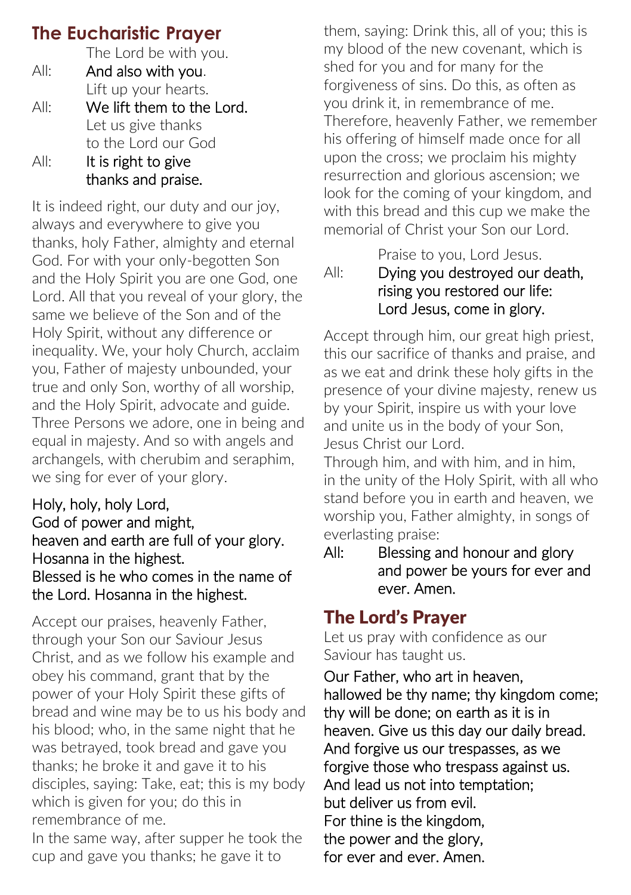## The Eucharistic Prayer

The Lord be with you.

All: **And also with you.**

Lift up your hearts.

All: **We lift them to the Lord.**

Let us give thanks to the Lord our God

All: **It is right to give thanks and praise.**

It is indeed right, our duty and our joy, always and everywhere to give you thanks, holy Father, almighty and eternal God. For with your only-begotten Son and the Holy Spirit you are one God, one Lord. All that you reveal of your glory, the same we believe of the Son and of the Holy Spirit, without any difference or inequality. We, your holy Church, acclaim you, Father of majesty unbounded, your true and only Son, worthy of all worship, and the Holy Spirit, advocate and guide. Three Persons we adore, one in being and equal in majesty. And so with angels and archangels, with cherubim and seraphim, we sing for ever of your glory.

**Holy, holy, holy Lord,**
**God of power and might,**
**heaven and earth are full of your glory.**
**Hosanna in the highest.**
**Blessed is he who comes in the name of the Lord. Hosanna in the highest.**

Accept our praises, heavenly Father, through your Son our Saviour Jesus Christ, and as we follow his example and obey his command, grant that by the power of your Holy Spirit these gifts of bread and wine may be to us his body and his blood; who, in the same night that he was betrayed, took bread and gave you thanks; he broke it and gave it to his disciples, saying: Take, eat; this is my body which is given for you; do this in remembrance of me.

In the same way, after supper he took the cup and gave you thanks; he gave it to them, saying: Drink this, all of you; this is my blood of the new covenant, which is shed for you and for many for the forgiveness of sins. Do this, as often as you drink it, in remembrance of me.

Therefore, heavenly Father, we remember his offering of himself made once for all upon the cross; we proclaim his mighty resurrection and glorious ascension; we look for the coming of your kingdom, and with this bread and this cup we make the memorial of Christ your Son our Lord.

Praise to you, Lord Jesus.

All: **Dying you destroyed our death,**
**rising you restored our life:**
**Lord Jesus, come in glory.**

Accept through him, our great high priest, this our sacrifice of thanks and praise, and as we eat and drink these holy gifts in the presence of your divine majesty, renew us by your Spirit, inspire us with your love and unite us in the body of your Son, Jesus Christ our Lord.

Through him, and with him, and in him, in the unity of the Holy Spirit, with all who stand before you in earth and heaven, we worship you, Father almighty, in songs of everlasting praise:

All: **Blessing and honour and glory and power be yours for ever and ever. Amen.**

## The Lord's Prayer

Let us pray with confidence as our Saviour has taught us.

**Our Father, who art in heaven,**
**hallowed be thy name; thy kingdom come; thy will be done; on earth as it is in heaven. Give us this day our daily bread. And forgive us our trespasses, as we forgive those who trespass against us. And lead us not into temptation;**
**but deliver us from evil.**
**For thine is the kingdom,**
**the power and the glory,**
**for ever and ever. Amen.**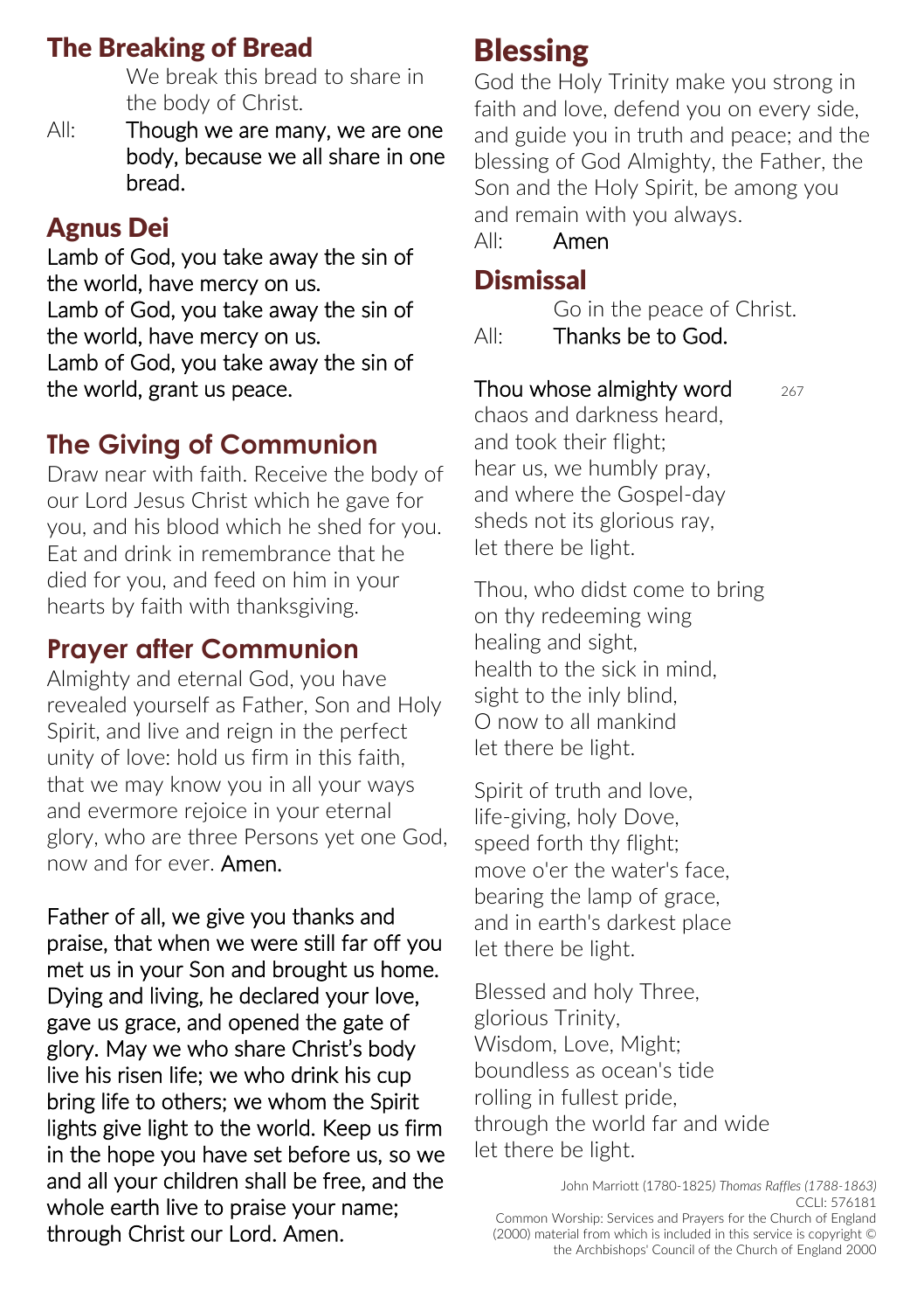## The Breaking of Bread

We break this bread to share in the body of Christ.

All: **Though we are many, we are one body, because we all share in one bread.**

## Agnus Dei

**Lamb of God, you take away the sin of the world, have mercy on us.**
**Lamb of God, you take away the sin of the world, have mercy on us.**
**Lamb of God, you take away the sin of the world, grant us peace.**

## The Giving of Communion

Draw near with faith. Receive the body of our Lord Jesus Christ which he gave for you, and his blood which he shed for you. Eat and drink in remembrance that he died for you, and feed on him in your hearts by faith with thanksgiving.

## Prayer after Communion

Almighty and eternal God, you have revealed yourself as Father, Son and Holy Spirit, and live and reign in the perfect unity of love: hold us firm in this faith, that we may know you in all your ways and evermore rejoice in your eternal glory, who are three Persons yet one God, now and for ever. **Amen.**

**Father of all, we give you thanks and praise, that when we were still far off you met us in your Son and brought us home. Dying and living, he declared your love, gave us grace, and opened the gate of glory. May we who share Christ's body live his risen life; we who drink his cup bring life to others; we whom the Spirit lights give light to the world. Keep us firm in the hope you have set before us, so we and all your children shall be free, and the whole earth live to praise your name; through Christ our Lord. Amen.**

## Blessing

God the Holy Trinity make you strong in faith and love, defend you on every side, and guide you in truth and peace; and the blessing of God Almighty, the Father, the Son and the Holy Spirit, be among you and remain with you always.

All: **Amen**

## Dismissal

Go in the peace of Christ.

All: **Thanks be to God.**

**Thou whose almighty word** 267
chaos and darkness heard,
and took their flight;
hear us, we humbly pray,
and where the Gospel-day
sheds not its glorious ray,
let there be light.

Thou, who didst come to bring
on thy redeeming wing
healing and sight,
health to the sick in mind,
sight to the inly blind,
O now to all mankind
let there be light.

Spirit of truth and love,
life-giving, holy Dove,
speed forth thy flight;
move o'er the water's face,
bearing the lamp of grace,
and in earth's darkest place
let there be light.

Blessed and holy Three,
glorious Trinity,
Wisdom, Love, Might;
boundless as ocean's tide
rolling in fullest pride,
through the world far and wide
let there be light.

John Marriott (1780-1825) *Thomas Raffles (1788-1863)*
CCLI: 576181
Common Worship: Services and Prayers for the Church of England (2000) material from which is included in this service is copyright © the Archbishops' Council of the Church of England 2000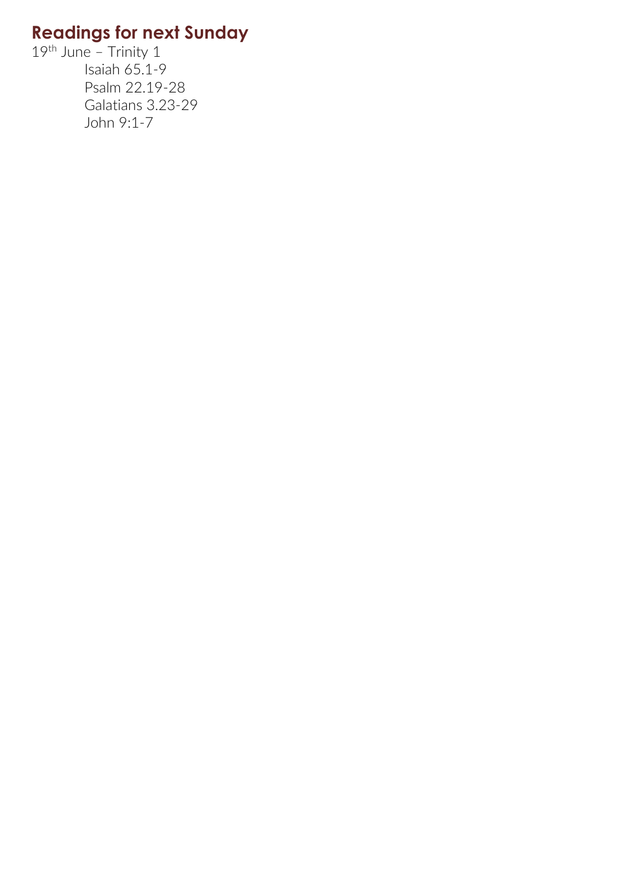## Readings for next Sunday

19th June – Trinity 1

Isaiah 65.1-9
Psalm 22.19-28
Galatians 3.23-29
John 9:1-7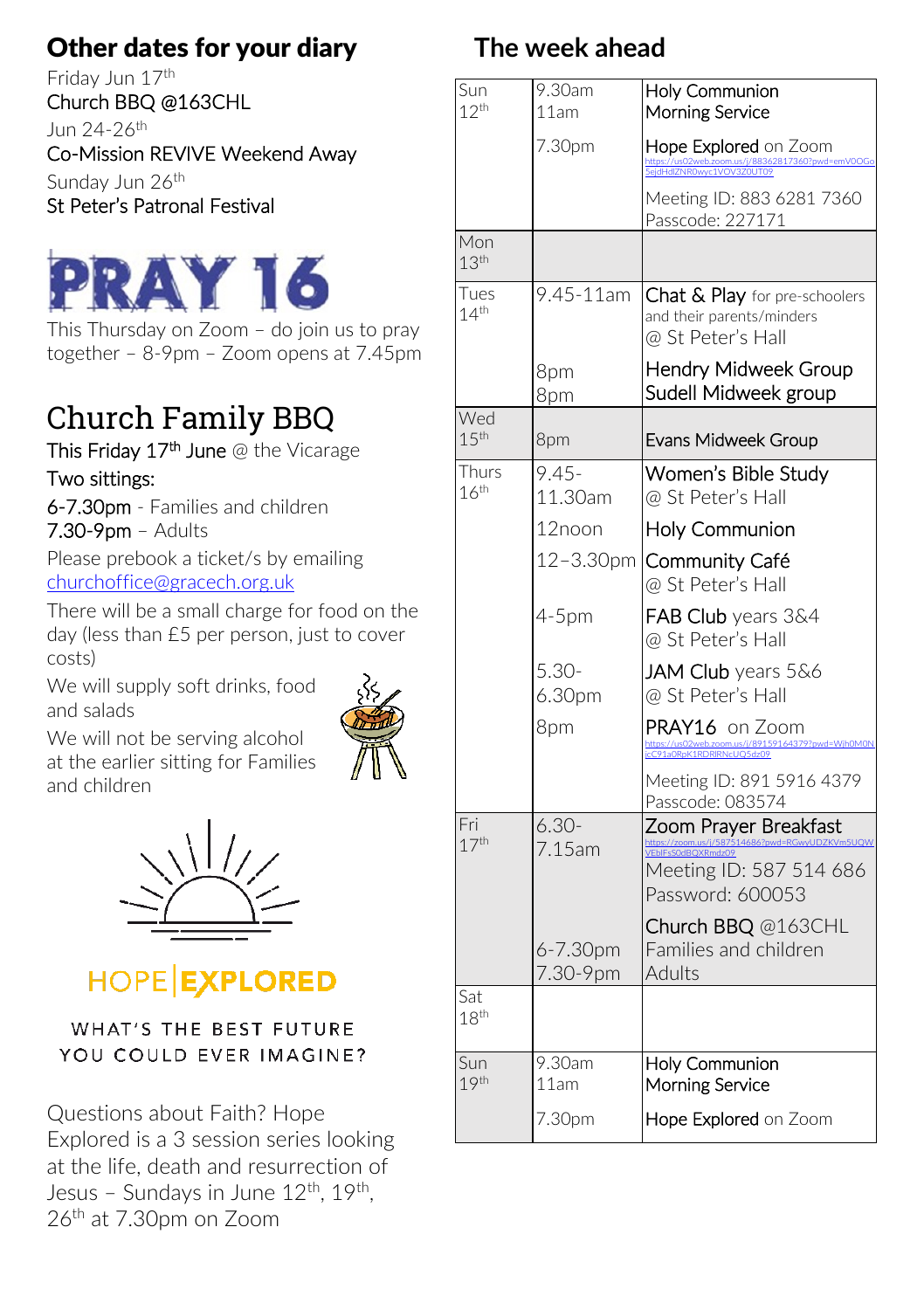## Other dates for your diary

Friday Jun 17th
Church BBQ @163CHL
Jun 24-26th
Co-Mission REVIVE Weekend Away
Sunday Jun 26th
St Peter's Patronal Festival

# PRAY 16

This Thursday on Zoom – do join us to pray together – 8-9pm – Zoom opens at 7.45pm

# Church Family BBQ

This Friday 17th June @ the Vicarage

Two sittings:

6-7.30pm - Families and children
7.30-9pm – Adults

Please prebook a ticket/s by emailing churchoffice@gracech.org.uk

There will be a small charge for food on the day (less than £5 per person, just to cover costs)

We will supply soft drinks, food and salads

We will not be serving alcohol at the earlier sitting for Families and children

HOPE | EXPLORED

WHAT'S THE BEST FUTURE YOU COULD EVER IMAGINE?

Questions about Faith? Hope Explored is a 3 session series looking at the life, death and resurrection of Jesus – Sundays in June 12th, 19th, 26th at 7.30pm on Zoom

## The week ahead

| | | |
|---|---|---|
| Sun 12th | 9.30am<br>11am<br><br>7.30pm | Holy Communion<br>Morning Service<br><br>Hope Explored on Zoom<br>https://us02web.zoom.us/j/88362817360?pwd=emVOOGo5ejdHdlZNR0wyc1VOV3Z0UT09<br>Meeting ID: 883 6281 7360<br>Passcode: 227171 |
| Mon 13th | | |
| Tues 14th | 9.45-11am<br><br>8pm<br>8pm | Chat & Play for pre-schoolers and their parents/minders @ St Peter's Hall<br><br>Hendry Midweek Group<br>Sudell Midweek group |
| Wed 15th | 8pm | Evans Midweek Group |
| Thurs 16th | 9.45-11.30am<br><br>12noon<br>12–3.30pm<br><br>4-5pm<br><br>5.30-6.30pm<br><br>8pm | Women's Bible Study @ St Peter's Hall<br><br>Holy Communion<br>Community Café @ St Peter's Hall<br><br>FAB Club years 3&4 @ St Peter's Hall<br><br>JAM Club years 5&6 @ St Peter's Hall<br><br>PRAY16 on Zoom<br>https://us02web.zoom.us/j/89159164379?pwd=Wjh0M0NjcC91a0RpK1RDRlRNcUQ5dz09<br>Meeting ID: 891 5916 4379<br>Passcode: 083574 |
| Fri 17th | 6.30-7.15am<br><br>6-7.30pm<br>7.30-9pm | Zoom Prayer Breakfast<br>https://zoom.us/j/587514686?pwd=RGwyUDZKVm5UQWVEblFsS0dBQXRmdz09<br>Meeting ID: 587 514 686<br>Password: 600053<br><br>Church BBQ @163CHL<br>Families and children<br>Adults |
| Sat 18th | | |
| Sun 19th | 9.30am<br>11am<br><br>7.30pm | Holy Communion<br>Morning Service<br><br>Hope Explored on Zoom |